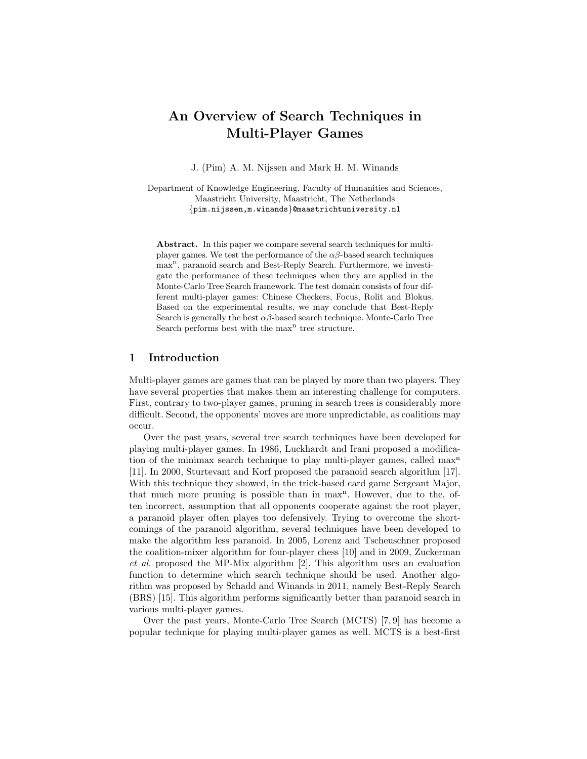# An Overview of Search Techniques in Multi-Player Games

J. (Pim) A. M. Nijssen and Mark H. M. Winands

Department of Knowledge Engineering, Faculty of Humanities and Sciences, Maastricht University, Maastricht, The Netherlands
{pim.nijssen,m.winands}@maastrichtuniversity.nl

**Abstract.** In this paper we compare several search techniques for multi-player games. We test the performance of the $\alpha\beta$-based search techniques max$^{n}$, paranoid search and Best-Reply Search. Furthermore, we investigate the performance of these techniques when they are applied in the Monte-Carlo Tree Search framework. The test domain consists of four different multi-player games: Chinese Checkers, Focus, Rolit and Blokus. Based on the experimental results, we may conclude that Best-Reply Search is generally the best $\alpha\beta$-based search technique. Monte-Carlo Tree Search performs best with the max$^{n}$ tree structure.

## 1 Introduction

Multi-player games are games that can be played by more than two players. They have several properties that makes them an interesting challenge for computers. First, contrary to two-player games, pruning in search trees is considerably more difficult. Second, the opponents' moves are more unpredictable, as coalitions may occur.

Over the past years, several tree search techniques have been developed for playing multi-player games. In 1986, Luckhardt and Irani proposed a modification of the minimax search technique to play multi-player games, called max$^{n}$ [11]. In 2000, Sturtevant and Korf proposed the paranoid search algorithm [17]. With this technique they showed, in the trick-based card game Sergeant Major, that much more pruning is possible than in max$^{n}$. However, due to the, often incorrect, assumption that all opponents cooperate against the root player, a paranoid player often playes too defensively. Trying to overcome the shortcomings of the paranoid algorithm, several techniques have been developed to make the algorithm less paranoid. In 2005, Lorenz and Tscheuschner proposed the coalition-mixer algorithm for four-player chess [10] and in 2009, Zuckerman *et al.* proposed the MP-Mix algorithm [2]. This algorithm uses an evaluation function to determine which search technique should be used. Another algorithm was proposed by Schadd and Winands in 2011, namely Best-Reply Search (BRS) [15]. This algorithm performs significantly better than paranoid search in various multi-player games.

Over the past years, Monte-Carlo Tree Search (MCTS) [7, 9] has become a popular technique for playing multi-player games as well. MCTS is a best-first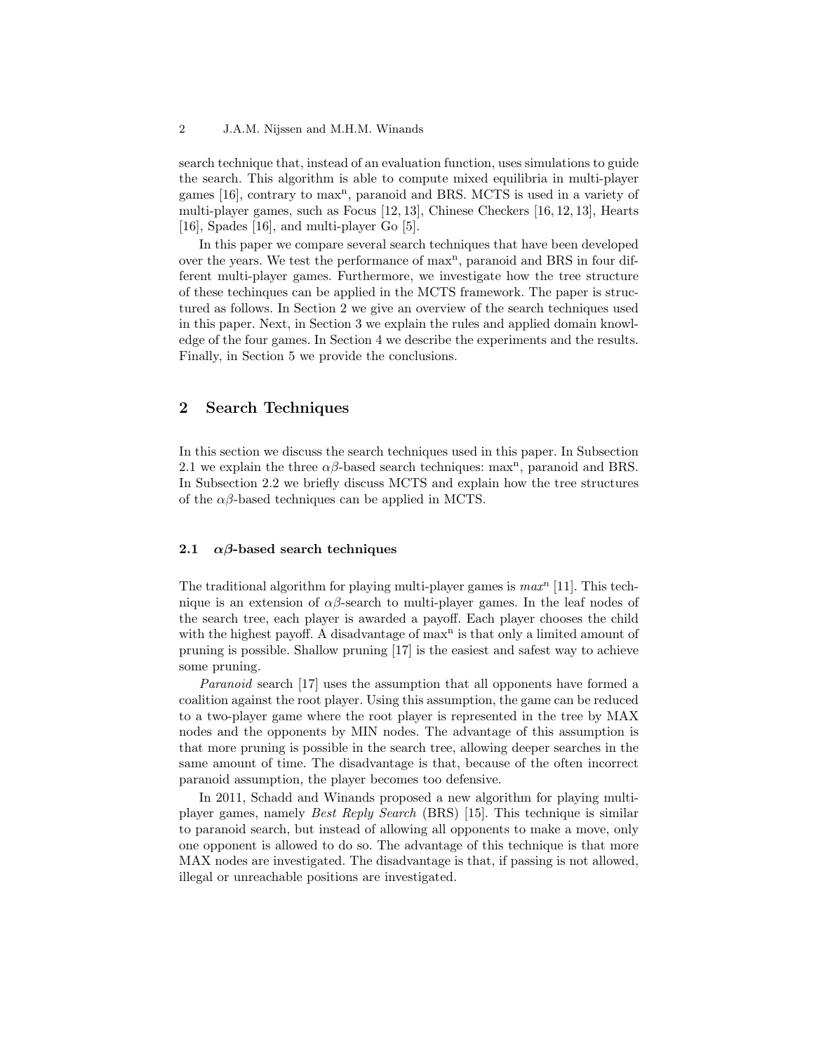search technique that, instead of an evaluation function, uses simulations to guide the search. This algorithm is able to compute mixed equilibria in multi-player games [16], contrary to max$^n$, paranoid and BRS. MCTS is used in a variety of multi-player games, such as Focus [12, 13], Chinese Checkers [16, 12, 13], Hearts [16], Spades [16], and multi-player Go [5].

In this paper we compare several search techniques that have been developed over the years. We test the performance of max$^n$, paranoid and BRS in four different multi-player games. Furthermore, we investigate how the tree structure of these techinques can be applied in the MCTS framework. The paper is structured as follows. In Section 2 we give an overview of the search techniques used in this paper. Next, in Section 3 we explain the rules and applied domain knowledge of the four games. In Section 4 we describe the experiments and the results. Finally, in Section 5 we provide the conclusions.

## 2 Search Techniques

In this section we discuss the search techniques used in this paper. In Subsection 2.1 we explain the three $\alpha\beta$-based search techniques: max$^n$, paranoid and BRS. In Subsection 2.2 we briefly discuss MCTS and explain how the tree structures of the $\alpha\beta$-based techniques can be applied in MCTS.

### 2.1 $\alpha\beta$-based search techniques

The traditional algorithm for playing multi-player games is *max$^n$* [11]. This technique is an extension of $\alpha\beta$-search to multi-player games. In the leaf nodes of the search tree, each player is awarded a payoff. Each player chooses the child with the highest payoff. A disadvantage of max$^n$ is that only a limited amount of pruning is possible. Shallow pruning [17] is the easiest and safest way to achieve some pruning.

*Paranoid* search [17] uses the assumption that all opponents have formed a coalition against the root player. Using this assumption, the game can be reduced to a two-player game where the root player is represented in the tree by MAX nodes and the opponents by MIN nodes. The advantage of this assumption is that more pruning is possible in the search tree, allowing deeper searches in the same amount of time. The disadvantage is that, because of the often incorrect paranoid assumption, the player becomes too defensive.

In 2011, Schadd and Winands proposed a new algorithm for playing multi-player games, namely *Best Reply Search* (BRS) [15]. This technique is similar to paranoid search, but instead of allowing all opponents to make a move, only one opponent is allowed to do so. The advantage of this technique is that more MAX nodes are investigated. The disadvantage is that, if passing is not allowed, illegal or unreachable positions are investigated.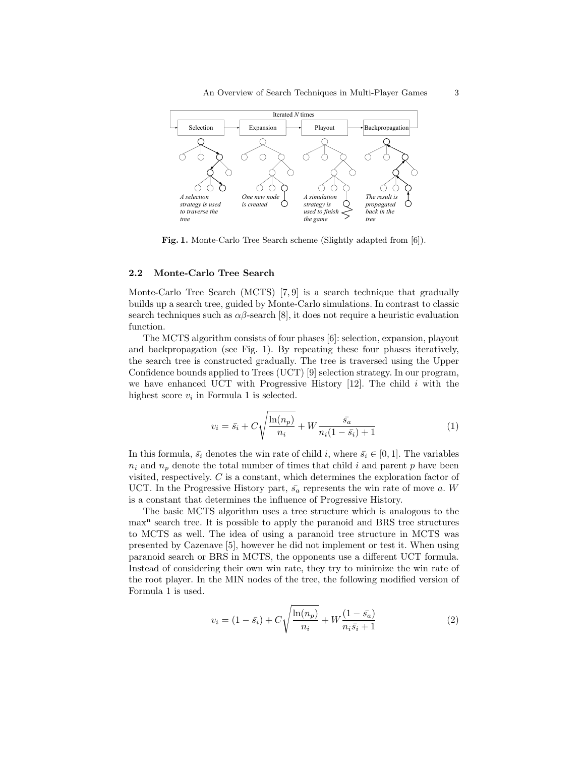Fig. 1. Monte-Carlo Tree Search scheme (Slightly adapted from [6]).

### 2.2 Monte-Carlo Tree Search

Monte-Carlo Tree Search (MCTS) [7, 9] is a search technique that gradually builds up a search tree, guided by Monte-Carlo simulations. In contrast to classic search techniques such as $\alpha\beta$-search [8], it does not require a heuristic evaluation function.

The MCTS algorithm consists of four phases [6]: selection, expansion, playout and backpropagation (see Fig. 1). By repeating these four phases iteratively, the search tree is constructed gradually. The tree is traversed using the Upper Confidence bounds applied to Trees (UCT) [9] selection strategy. In our program, we have enhanced UCT with Progressive History [12]. The child $i$ with the highest score $v_i$ in Formula 1 is selected.

$$v_i = \bar{s_i} + C\sqrt{\frac{\ln(n_p)}{n_i}} + W\frac{\bar{s_a}}{n_i(1-\bar{s_i})+1} \tag{1}$$

In this formula, $\bar{s_i}$ denotes the win rate of child $i$, where $\bar{s_i} \in [0, 1]$. The variables $n_i$ and $n_p$ denote the total number of times that child $i$ and parent $p$ have been visited, respectively. $C$ is a constant, which determines the exploration factor of UCT. In the Progressive History part, $\bar{s_a}$ represents the win rate of move $a$. $W$ is a constant that determines the influence of Progressive History.

The basic MCTS algorithm uses a tree structure which is analogous to the max$^n$ search tree. It is possible to apply the paranoid and BRS tree structures to MCTS as well. The idea of using a paranoid tree structure in MCTS was presented by Cazenave [5], however he did not implement or test it. When using paranoid search or BRS in MCTS, the opponents use a different UCT formula. Instead of considering their own win rate, they try to minimize the win rate of the root player. In the MIN nodes of the tree, the following modified version of Formula 1 is used.

$$v_i = (1-\bar{s_i}) + C\sqrt{\frac{\ln(n_p)}{n_i}} + W\frac{(1-\bar{s_a})}{n_i\bar{s_i}+1} \tag{2}$$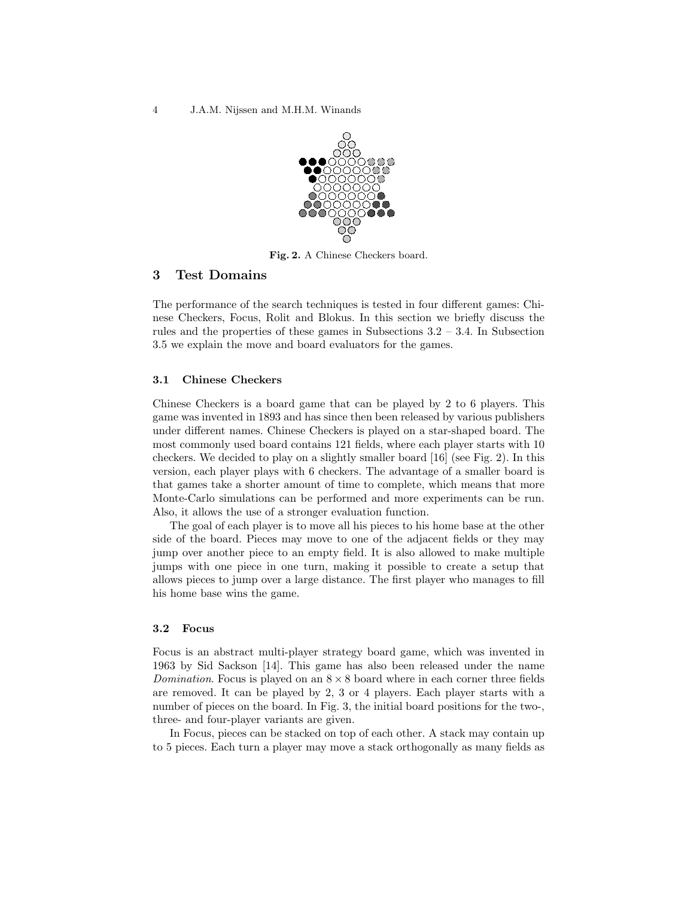Fig. 2. A Chinese Checkers board.

## 3 Test Domains

The performance of the search techniques is tested in four different games: Chinese Checkers, Focus, Rolit and Blokus. In this section we briefly discuss the rules and the properties of these games in Subsections 3.2 – 3.4. In Subsection 3.5 we explain the move and board evaluators for the games.

### 3.1 Chinese Checkers

Chinese Checkers is a board game that can be played by 2 to 6 players. This game was invented in 1893 and has since then been released by various publishers under different names. Chinese Checkers is played on a star-shaped board. The most commonly used board contains 121 fields, where each player starts with 10 checkers. We decided to play on a slightly smaller board [16] (see Fig. 2). In this version, each player plays with 6 checkers. The advantage of a smaller board is that games take a shorter amount of time to complete, which means that more Monte-Carlo simulations can be performed and more experiments can be run. Also, it allows the use of a stronger evaluation function.

The goal of each player is to move all his pieces to his home base at the other side of the board. Pieces may move to one of the adjacent fields or they may jump over another piece to an empty field. It is also allowed to make multiple jumps with one piece in one turn, making it possible to create a setup that allows pieces to jump over a large distance. The first player who manages to fill his home base wins the game.

### 3.2 Focus

Focus is an abstract multi-player strategy board game, which was invented in 1963 by Sid Sackson [14]. This game has also been released under the name *Domination*. Focus is played on an $8 \times 8$ board where in each corner three fields are removed. It can be played by 2, 3 or 4 players. Each player starts with a number of pieces on the board. In Fig. 3, the initial board positions for the two-, three- and four-player variants are given.

In Focus, pieces can be stacked on top of each other. A stack may contain up to 5 pieces. Each turn a player may move a stack orthogonally as many fields as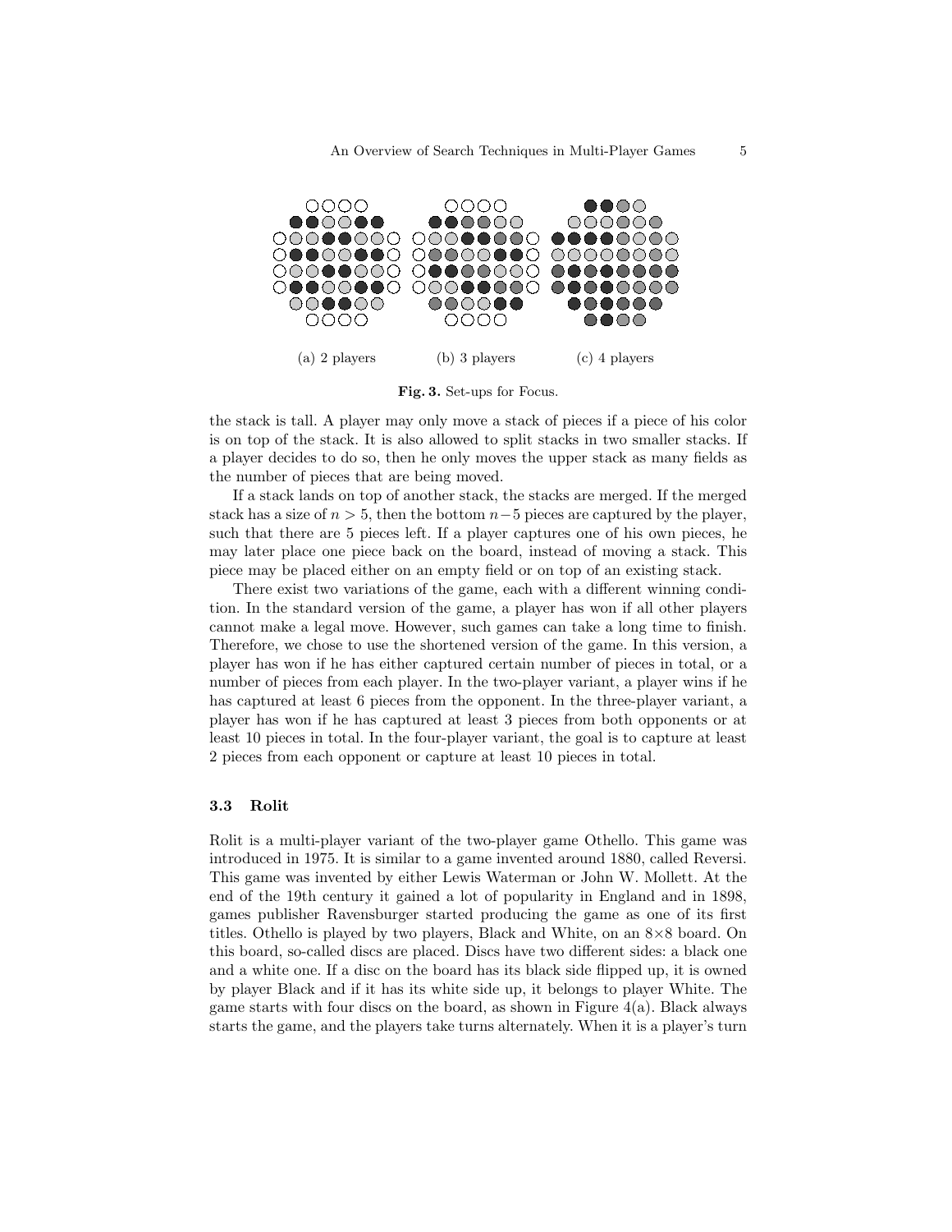(a) 2 players (b) 3 players (c) 4 players

**Fig. 3.** Set-ups for Focus.

the stack is tall. A player may only move a stack of pieces if a piece of his color is on top of the stack. It is also allowed to split stacks in two smaller stacks. If a player decides to do so, then he only moves the upper stack as many fields as the number of pieces that are being moved.

If a stack lands on top of another stack, the stacks are merged. If the merged stack has a size of $n > 5$, then the bottom $n-5$ pieces are captured by the player, such that there are 5 pieces left. If a player captures one of his own pieces, he may later place one piece back on the board, instead of moving a stack. This piece may be placed either on an empty field or on top of an existing stack.

There exist two variations of the game, each with a different winning condition. In the standard version of the game, a player has won if all other players cannot make a legal move. However, such games can take a long time to finish. Therefore, we chose to use the shortened version of the game. In this version, a player has won if he has either captured certain number of pieces in total, or a number of pieces from each player. In the two-player variant, a player wins if he has captured at least 6 pieces from the opponent. In the three-player variant, a player has won if he has captured at least 3 pieces from both opponents or at least 10 pieces in total. In the four-player variant, the goal is to capture at least 2 pieces from each opponent or capture at least 10 pieces in total.

### 3.3 Rolit

Rolit is a multi-player variant of the two-player game Othello. This game was introduced in 1975. It is similar to a game invented around 1880, called Reversi. This game was invented by either Lewis Waterman or John W. Mollett. At the end of the 19th century it gained a lot of popularity in England and in 1898, games publisher Ravensburger started producing the game as one of its first titles. Othello is played by two players, Black and White, on an 8×8 board. On this board, so-called discs are placed. Discs have two different sides: a black one and a white one. If a disc on the board has its black side flipped up, it is owned by player Black and if it has its white side up, it belongs to player White. The game starts with four discs on the board, as shown in Figure 4(a). Black always starts the game, and the players take turns alternately. When it is a player's turn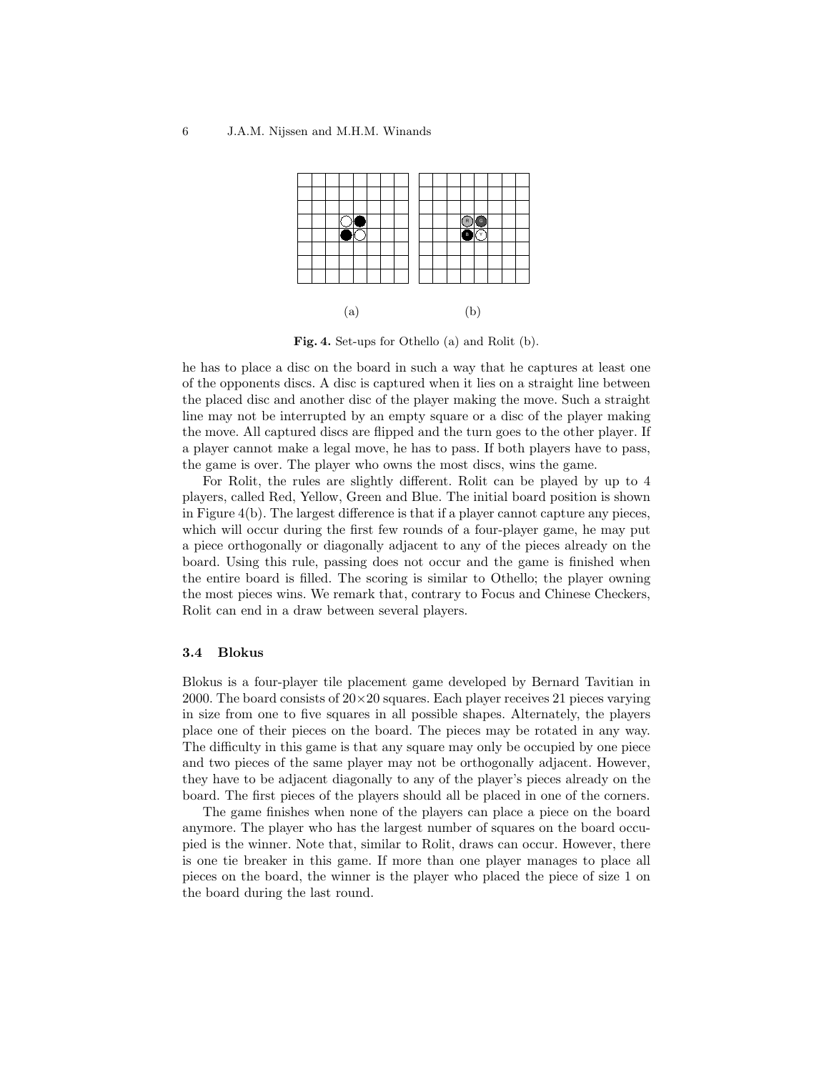(a) (b)

**Fig. 4.** Set-ups for Othello (a) and Rolit (b).

he has to place a disc on the board in such a way that he captures at least one of the opponents discs. A disc is captured when it lies on a straight line between the placed disc and another disc of the player making the move. Such a straight line may not be interrupted by an empty square or a disc of the player making the move. All captured discs are flipped and the turn goes to the other player. If a player cannot make a legal move, he has to pass. If both players have to pass, the game is over. The player who owns the most discs, wins the game.

For Rolit, the rules are slightly different. Rolit can be played by up to 4 players, called Red, Yellow, Green and Blue. The initial board position is shown in Figure 4(b). The largest difference is that if a player cannot capture any pieces, which will occur during the first few rounds of a four-player game, he may put a piece orthogonally or diagonally adjacent to any of the pieces already on the board. Using this rule, passing does not occur and the game is finished when the entire board is filled. The scoring is similar to Othello; the player owning the most pieces wins. We remark that, contrary to Focus and Chinese Checkers, Rolit can end in a draw between several players.

### 3.4 Blokus

Blokus is a four-player tile placement game developed by Bernard Tavitian in 2000. The board consists of $20\times20$ squares. Each player receives 21 pieces varying in size from one to five squares in all possible shapes. Alternately, the players place one of their pieces on the board. The pieces may be rotated in any way. The difficulty in this game is that any square may only be occupied by one piece and two pieces of the same player may not be orthogonally adjacent. However, they have to be adjacent diagonally to any of the player's pieces already on the board. The first pieces of the players should all be placed in one of the corners.

The game finishes when none of the players can place a piece on the board anymore. The player who has the largest number of squares on the board occupied is the winner. Note that, similar to Rolit, draws can occur. However, there is one tie breaker in this game. If more than one player manages to place all pieces on the board, the winner is the player who placed the piece of size 1 on the board during the last round.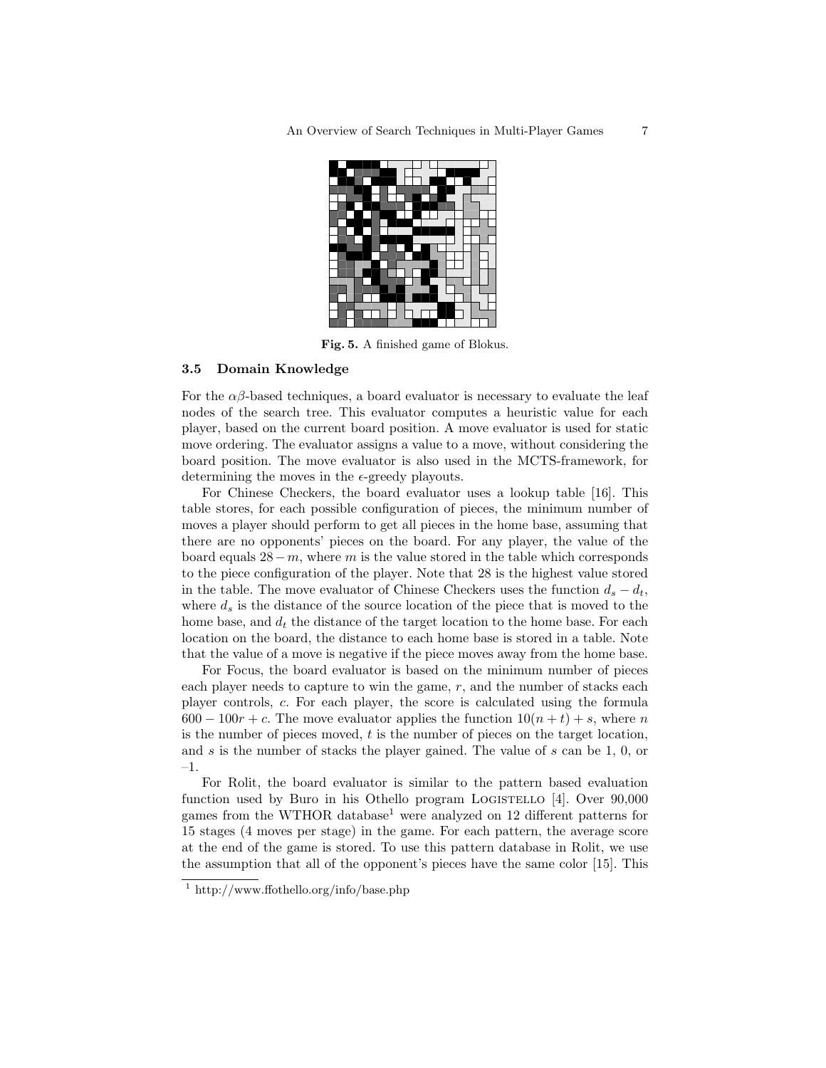Fig. 5. A finished game of Blokus.

### 3.5 Domain Knowledge

For the $\alpha\beta$-based techniques, a board evaluator is necessary to evaluate the leaf nodes of the search tree. This evaluator computes a heuristic value for each player, based on the current board position. A move evaluator is used for static move ordering. The evaluator assigns a value to a move, without considering the board position. The move evaluator is also used in the MCTS-framework, for determining the moves in the $\epsilon$-greedy playouts.

For Chinese Checkers, the board evaluator uses a lookup table [16]. This table stores, for each possible configuration of pieces, the minimum number of moves a player should perform to get all pieces in the home base, assuming that there are no opponents' pieces on the board. For any player, the value of the board equals $28 - m$, where $m$ is the value stored in the table which corresponds to the piece configuration of the player. Note that 28 is the highest value stored in the table. The move evaluator of Chinese Checkers uses the function $d_s - d_t$, where $d_s$ is the distance of the source location of the piece that is moved to the home base, and $d_t$ the distance of the target location to the home base. For each location on the board, the distance to each home base is stored in a table. Note that the value of a move is negative if the piece moves away from the home base.

For Focus, the board evaluator is based on the minimum number of pieces each player needs to capture to win the game, $r$, and the number of stacks each player controls, $c$. For each player, the score is calculated using the formula $600 - 100r + c$. The move evaluator applies the function $10(n + t) + s$, where $n$ is the number of pieces moved, $t$ is the number of pieces on the target location, and $s$ is the number of stacks the player gained. The value of $s$ can be 1, 0, or –1.

For Rolit, the board evaluator is similar to the pattern based evaluation function used by Buro in his Othello program LOGISTELLO [4]. Over 90,000 games from the WTHOR database[1] were analyzed on 12 different patterns for 15 stages (4 moves per stage) in the game. For each pattern, the average score at the end of the game is stored. To use this pattern database in Rolit, we use the assumption that all of the opponent's pieces have the same color [15]. This

[1] http://www.ffothello.org/info/base.php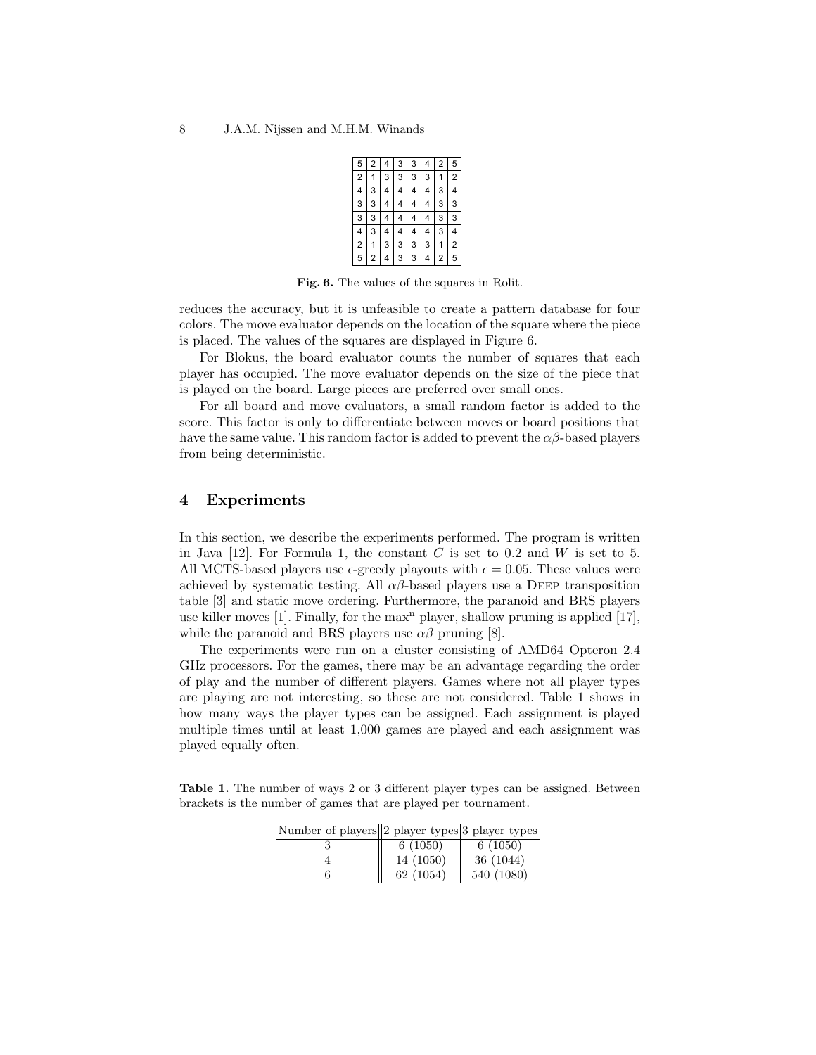| 5 | 2 | 4 | 3 | 3 | 4 | 2 | 5 |
|---|---|---|---|---|---|---|---|
| 2 | 1 | 3 | 3 | 3 | 3 | 1 | 2 |
| 4 | 3 | 4 | 4 | 4 | 4 | 3 | 4 |
| 3 | 3 | 4 | 4 | 4 | 4 | 3 | 3 |
| 3 | 3 | 4 | 4 | 4 | 4 | 3 | 3 |
| 4 | 3 | 4 | 4 | 4 | 4 | 3 | 4 |
| 2 | 1 | 3 | 3 | 3 | 3 | 1 | 2 |
| 5 | 2 | 4 | 3 | 3 | 4 | 2 | 5 |

**Fig. 6.** The values of the squares in Rolit.

reduces the accuracy, but it is unfeasible to create a pattern database for four colors. The move evaluator depends on the location of the square where the piece is placed. The values of the squares are displayed in Figure 6.

For Blokus, the board evaluator counts the number of squares that each player has occupied. The move evaluator depends on the size of the piece that is played on the board. Large pieces are preferred over small ones.

For all board and move evaluators, a small random factor is added to the score. This factor is only to differentiate between moves or board positions that have the same value. This random factor is added to prevent the $\alpha\beta$-based players from being deterministic.

## 4 Experiments

In this section, we describe the experiments performed. The program is written in Java [12]. For Formula 1, the constant $C$ is set to 0.2 and $W$ is set to 5. All MCTS-based players use $\epsilon$-greedy playouts with $\epsilon = 0.05$. These values were achieved by systematic testing. All $\alpha\beta$-based players use a Deep transposition table [3] and static move ordering. Furthermore, the paranoid and BRS players use killer moves [1]. Finally, for the $\max^n$ player, shallow pruning is applied [17], while the paranoid and BRS players use $\alpha\beta$ pruning [8].

The experiments were run on a cluster consisting of AMD64 Opteron 2.4 GHz processors. For the games, there may be an advantage regarding the order of play and the number of different players. Games where not all player types are playing are not interesting, so these are not considered. Table 1 shows in how many ways the player types can be assigned. Each assignment is played multiple times until at least 1,000 games are played and each assignment was played equally often.

**Table 1.** The number of ways 2 or 3 different player types can be assigned. Between brackets is the number of games that are played per tournament.

| Number of players | 2 player types | 3 player types |
|---|---|---|
| 3 | 6 (1050) | 6 (1050) |
| 4 | 14 (1050) | 36 (1044) |
| 6 | 62 (1054) | 540 (1080) |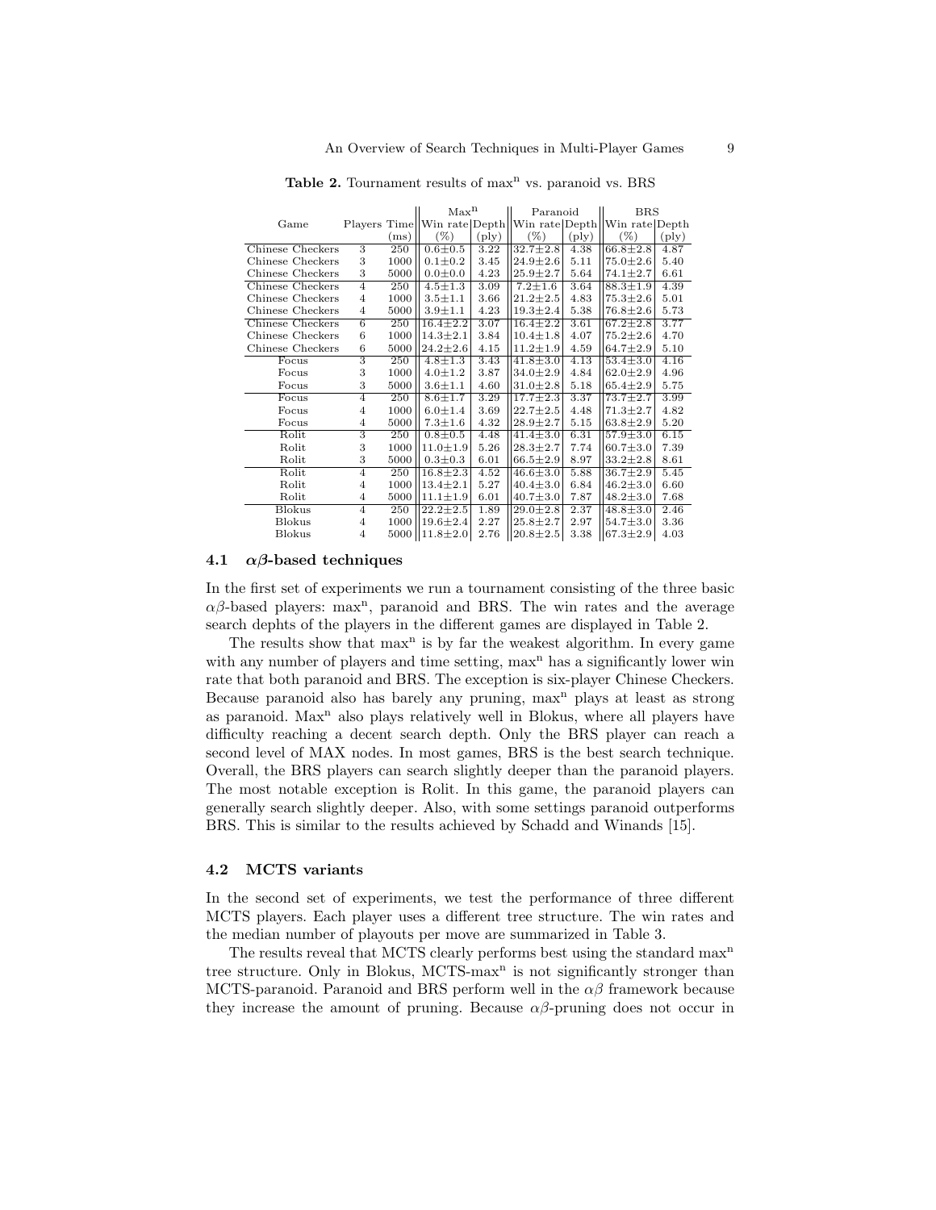**Table 2.** Tournament results of max$^n$ vs. paranoid vs. BRS

| Game | Players | Time (ms) | Max$^n$ Win rate (%) | Max$^n$ Depth (ply) | Paranoid Win rate (%) | Paranoid Depth (ply) | BRS Win rate (%) | BRS Depth (ply) |
|---|---|---|---|---|---|---|---|---|
| Chinese Checkers | 3 | 250 | 0.6±0.5 | 3.22 | 32.7±2.8 | 4.38 | 66.8±2.8 | 4.87 |
| Chinese Checkers | 3 | 1000 | 0.1±0.2 | 3.45 | 24.9±2.6 | 5.11 | 75.0±2.6 | 5.40 |
| Chinese Checkers | 3 | 5000 | 0.0±0.0 | 4.23 | 25.9±2.7 | 5.64 | 74.1±2.7 | 6.61 |
| Chinese Checkers | 4 | 250 | 4.5±1.3 | 3.09 | 7.2±1.6 | 3.64 | 88.3±1.9 | 4.39 |
| Chinese Checkers | 4 | 1000 | 3.5±1.1 | 3.66 | 21.2±2.5 | 4.83 | 75.3±2.6 | 5.01 |
| Chinese Checkers | 4 | 5000 | 3.9±1.1 | 4.23 | 19.3±2.4 | 5.38 | 76.8±2.6 | 5.73 |
| Chinese Checkers | 6 | 250 | 16.4±2.2 | 3.07 | 16.4±2.2 | 3.61 | 67.2±2.8 | 3.77 |
| Chinese Checkers | 6 | 1000 | 14.3±2.1 | 3.84 | 10.4±1.8 | 4.07 | 75.2±2.6 | 4.70 |
| Chinese Checkers | 6 | 5000 | 24.2±2.6 | 4.15 | 11.2±1.9 | 4.59 | 64.7±2.9 | 5.10 |
| Focus | 3 | 250 | 4.8±1.3 | 3.43 | 41.8±3.0 | 4.13 | 53.4±3.0 | 4.16 |
| Focus | 3 | 1000 | 4.0±1.2 | 3.87 | 34.0±2.9 | 4.84 | 62.0±2.9 | 4.96 |
| Focus | 3 | 5000 | 3.6±1.1 | 4.60 | 31.0±2.8 | 5.18 | 65.4±2.9 | 5.75 |
| Focus | 4 | 250 | 8.6±1.7 | 3.29 | 17.7±2.3 | 3.37 | 73.7±2.7 | 3.99 |
| Focus | 4 | 1000 | 6.0±1.4 | 3.69 | 22.7±2.5 | 4.48 | 71.3±2.7 | 4.82 |
| Focus | 4 | 5000 | 7.3±1.6 | 4.32 | 28.9±2.7 | 5.15 | 63.8±2.9 | 5.20 |
| Rolit | 3 | 250 | 0.8±0.5 | 4.48 | 41.4±3.0 | 6.31 | 57.9±3.0 | 6.15 |
| Rolit | 3 | 1000 | 11.0±1.9 | 5.26 | 28.3±2.7 | 7.74 | 60.7±3.0 | 7.39 |
| Rolit | 3 | 5000 | 0.3±0.3 | 6.01 | 66.5±2.9 | 8.97 | 33.2±2.8 | 8.61 |
| Rolit | 4 | 250 | 16.8±2.3 | 4.52 | 46.6±3.0 | 5.88 | 36.7±2.9 | 5.45 |
| Rolit | 4 | 1000 | 13.4±2.1 | 5.27 | 40.4±3.0 | 6.84 | 46.2±3.0 | 6.60 |
| Rolit | 4 | 5000 | 11.1±1.9 | 6.01 | 40.7±3.0 | 7.87 | 48.2±3.0 | 7.68 |
| Blokus | 4 | 250 | 22.2±2.5 | 1.89 | 29.0±2.8 | 2.37 | 48.8±3.0 | 2.46 |
| Blokus | 4 | 1000 | 19.6±2.4 | 2.27 | 25.8±2.7 | 2.97 | 54.7±3.0 | 3.36 |
| Blokus | 4 | 5000 | 11.8±2.0 | 2.76 | 20.8±2.5 | 3.38 | 67.3±2.9 | 4.03 |

### 4.1 $\alpha\beta$-based techniques

In the first set of experiments we run a tournament consisting of the three basic $\alpha\beta$-based players: max$^n$, paranoid and BRS. The win rates and the average search dephts of the players in the different games are displayed in Table 2.

The results show that max$^n$ is by far the weakest algorithm. In every game with any number of players and time setting, max$^n$ has a significantly lower win rate that both paranoid and BRS. The exception is six-player Chinese Checkers. Because paranoid also has barely any pruning, max$^n$ plays at least as strong as paranoid. Max$^n$ also plays relatively well in Blokus, where all players have difficulty reaching a decent search depth. Only the BRS player can reach a second level of MAX nodes. In most games, BRS is the best search technique. Overall, the BRS players can search slightly deeper than the paranoid players. The most notable exception is Rolit. In this game, the paranoid players can generally search slightly deeper. Also, with some settings paranoid outperforms BRS. This is similar to the results achieved by Schadd and Winands [15].

### 4.2 MCTS variants

In the second set of experiments, we test the performance of three different MCTS players. Each player uses a different tree structure. The win rates and the median number of playouts per move are summarized in Table 3.

The results reveal that MCTS clearly performs best using the standard max$^n$ tree structure. Only in Blokus, MCTS-max$^n$ is not significantly stronger than MCTS-paranoid. Paranoid and BRS perform well in the $\alpha\beta$ framework because they increase the amount of pruning. Because $\alpha\beta$-pruning does not occur in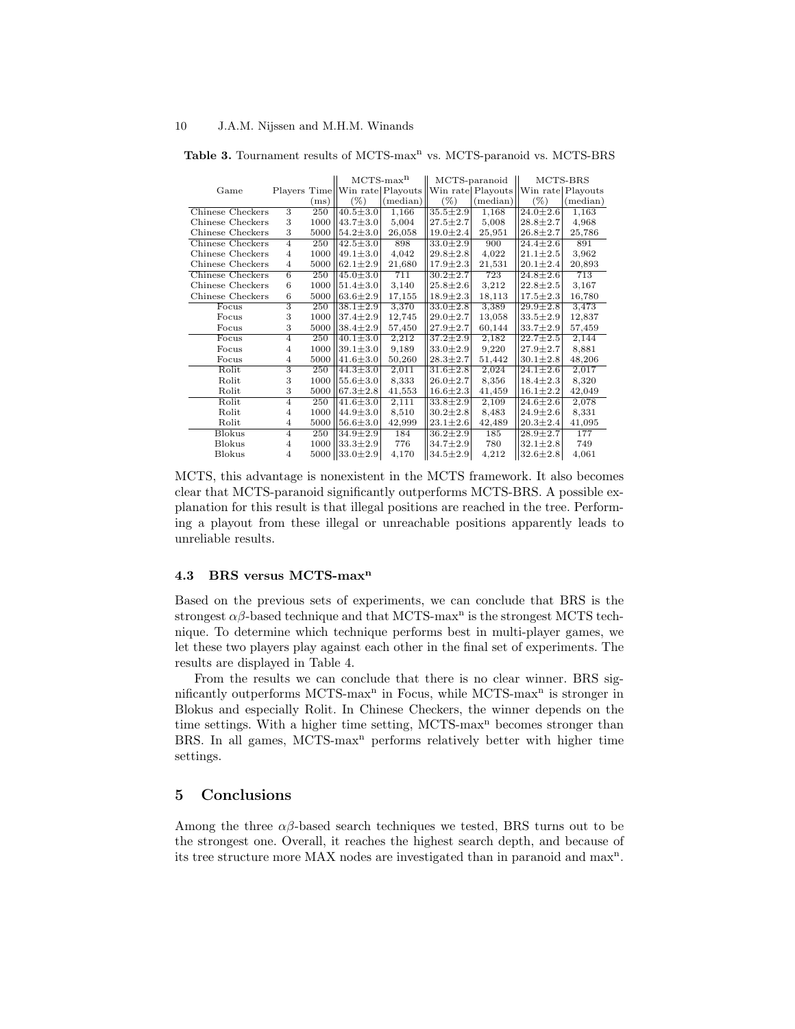**Table 3.** Tournament results of MCTS-max$^n$ vs. MCTS-paranoid vs. MCTS-BRS

| Game | Players | Time (ms) | MCTS-max$^n$ Win rate (%) | MCTS-max$^n$ Playouts (median) | MCTS-paranoid Win rate (%) | MCTS-paranoid Playouts (median) | MCTS-BRS Win rate (%) | MCTS-BRS Playouts (median) |
|---|---|---|---|---|---|---|---|---|
| Chinese Checkers | 3 | 250 | 40.5±3.0 | 1,166 | 35.5±2.9 | 1,168 | 24.0±2.6 | 1,163 |
| Chinese Checkers | 3 | 1000 | 43.7±3.0 | 5,004 | 27.5±2.7 | 5,008 | 28.8±2.7 | 4,968 |
| Chinese Checkers | 3 | 5000 | 54.2±3.0 | 26,058 | 19.0±2.4 | 25,951 | 26.8±2.7 | 25,786 |
| Chinese Checkers | 4 | 250 | 42.5±3.0 | 898 | 33.0±2.9 | 900 | 24.4±2.6 | 891 |
| Chinese Checkers | 4 | 1000 | 49.1±3.0 | 4,042 | 29.8±2.8 | 4,022 | 21.1±2.5 | 3,962 |
| Chinese Checkers | 4 | 5000 | 62.1±2.9 | 21,680 | 17.9±2.3 | 21,531 | 20.1±2.4 | 20,893 |
| Chinese Checkers | 6 | 250 | 45.0±3.0 | 711 | 30.2±2.7 | 723 | 24.8±2.6 | 713 |
| Chinese Checkers | 6 | 1000 | 51.4±3.0 | 3,140 | 25.8±2.6 | 3,212 | 22.8±2.5 | 3,167 |
| Chinese Checkers | 6 | 5000 | 63.6±2.9 | 17,155 | 18.9±2.3 | 18,113 | 17.5±2.3 | 16,780 |
| Focus | 3 | 250 | 38.1±2.9 | 3,370 | 33.0±2.8 | 3,389 | 29.9±2.8 | 3,473 |
| Focus | 3 | 1000 | 37.4±2.9 | 12,745 | 29.0±2.7 | 13,058 | 33.5±2.9 | 12,837 |
| Focus | 3 | 5000 | 38.4±2.9 | 57,450 | 27.9±2.7 | 60,144 | 33.7±2.9 | 57,459 |
| Focus | 4 | 250 | 40.1±3.0 | 2,212 | 37.2±2.9 | 2,182 | 22.7±2.5 | 2,144 |
| Focus | 4 | 1000 | 39.1±3.0 | 9,189 | 33.0±2.9 | 9,220 | 27.9±2.7 | 8,881 |
| Focus | 4 | 5000 | 41.6±3.0 | 50,260 | 28.3±2.7 | 51,442 | 30.1±2.8 | 48,206 |
| Rolit | 3 | 250 | 44.3±3.0 | 2,011 | 31.6±2.8 | 2,024 | 24.1±2.6 | 2,017 |
| Rolit | 3 | 1000 | 55.6±3.0 | 8,333 | 26.0±2.7 | 8,356 | 18.4±2.3 | 8,320 |
| Rolit | 3 | 5000 | 67.3±2.8 | 41,553 | 16.6±2.3 | 41,459 | 16.1±2.2 | 42,049 |
| Rolit | 4 | 250 | 41.6±3.0 | 2,111 | 33.8±2.9 | 2,109 | 24.6±2.6 | 2,078 |
| Rolit | 4 | 1000 | 44.9±3.0 | 8,510 | 30.2±2.8 | 8,483 | 24.9±2.6 | 8,331 |
| Rolit | 4 | 5000 | 56.6±3.0 | 42,999 | 23.1±2.6 | 42,489 | 20.3±2.4 | 41,095 |
| Blokus | 4 | 250 | 34.9±2.9 | 184 | 36.2±2.9 | 185 | 28.9±2.7 | 177 |
| Blokus | 4 | 1000 | 33.3±2.9 | 776 | 34.7±2.9 | 780 | 32.1±2.8 | 749 |
| Blokus | 4 | 5000 | 33.0±2.9 | 4,170 | 34.5±2.9 | 4,212 | 32.6±2.8 | 4,061 |

MCTS, this advantage is nonexistent in the MCTS framework. It also becomes clear that MCTS-paranoid significantly outperforms MCTS-BRS. A possible explanation for this result is that illegal positions are reached in the tree. Performing a playout from these illegal or unreachable positions apparently leads to unreliable results.

### 4.3 BRS versus MCTS-max$^n$

Based on the previous sets of experiments, we can conclude that BRS is the strongest $\alpha\beta$-based technique and that MCTS-max$^n$ is the strongest MCTS technique. To determine which technique performs best in multi-player games, we let these two players play against each other in the final set of experiments. The results are displayed in Table 4.

From the results we can conclude that there is no clear winner. BRS significantly outperforms MCTS-max$^n$ in Focus, while MCTS-max$^n$ is stronger in Blokus and especially Rolit. In Chinese Checkers, the winner depends on the time settings. With a higher time setting, MCTS-max$^n$ becomes stronger than BRS. In all games, MCTS-max$^n$ performs relatively better with higher time settings.

## 5 Conclusions

Among the three $\alpha\beta$-based search techniques we tested, BRS turns out to be the strongest one. Overall, it reaches the highest search depth, and because of its tree structure more MAX nodes are investigated than in paranoid and max$^n$.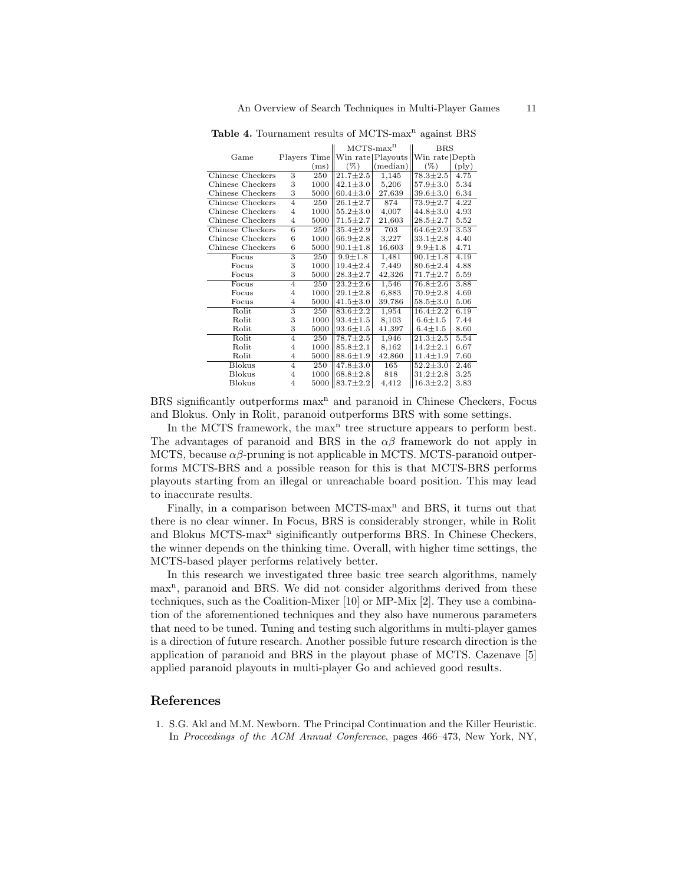**Table 4.** Tournament results of MCTS-max$^n$ against BRS

| Game | Players | Time | MCTS-max$^n$ | | BRS | |
|---|---|---|---|---|---|---|
| | | (ms) | Win rate (%) | Playouts (median) | Win rate (%) | Depth (ply) |
| Chinese Checkers | 3 | 250 | 21.7±2.5 | 1,145 | 78.3±2.5 | 4.75 |
| Chinese Checkers | 3 | 1000 | 42.1±3.0 | 5,206 | 57.9±3.0 | 5.34 |
| Chinese Checkers | 3 | 5000 | 60.4±3.0 | 27,639 | 39.6±3.0 | 6.34 |
| Chinese Checkers | 4 | 250 | 26.1±2.7 | 874 | 73.9±2.7 | 4.22 |
| Chinese Checkers | 4 | 1000 | 55.2±3.0 | 4,007 | 44.8±3.0 | 4.93 |
| Chinese Checkers | 4 | 5000 | 71.5±2.7 | 21,603 | 28.5±2.7 | 5.52 |
| Chinese Checkers | 6 | 250 | 35.4±2.9 | 703 | 64.6±2.9 | 3.53 |
| Chinese Checkers | 6 | 1000 | 66.9±2.8 | 3,227 | 33.1±2.8 | 4.40 |
| Chinese Checkers | 6 | 5000 | 90.1±1.8 | 16,603 | 9.9±1.8 | 4.71 |
| Focus | 3 | 250 | 9.9±1.8 | 1,481 | 90.1±1.8 | 4.19 |
| Focus | 3 | 1000 | 19.4±2.4 | 7,449 | 80.6±2.4 | 4.88 |
| Focus | 3 | 5000 | 28.3±2.7 | 42,326 | 71.7±2.7 | 5.59 |
| Focus | 4 | 250 | 23.2±2.6 | 1,546 | 76.8±2.6 | 3.88 |
| Focus | 4 | 1000 | 29.1±2.8 | 6,883 | 70.9±2.8 | 4.69 |
| Focus | 4 | 5000 | 41.5±3.0 | 39,786 | 58.5±3.0 | 5.06 |
| Rolit | 3 | 250 | 83.6±2.2 | 1,954 | 16.4±2.2 | 6.19 |
| Rolit | 3 | 1000 | 93.4±1.5 | 8,103 | 6.6±1.5 | 7.44 |
| Rolit | 3 | 5000 | 93.6±1.5 | 41,397 | 6.4±1.5 | 8.60 |
| Rolit | 4 | 250 | 78.7±2.5 | 1,946 | 21.3±2.5 | 5.54 |
| Rolit | 4 | 1000 | 85.8±2.1 | 8,162 | 14.2±2.1 | 6.67 |
| Rolit | 4 | 5000 | 88.6±1.9 | 42,860 | 11.4±1.9 | 7.60 |
| Blokus | 4 | 250 | 47.8±3.0 | 165 | 52.2±3.0 | 2.46 |
| Blokus | 4 | 1000 | 68.8±2.8 | 818 | 31.2±2.8 | 3.25 |
| Blokus | 4 | 5000 | 83.7±2.2 | 4,412 | 16.3±2.2 | 3.83 |

BRS significantly outperforms max$^n$ and paranoid in Chinese Checkers, Focus and Blokus. Only in Rolit, paranoid outperforms BRS with some settings.

In the MCTS framework, the max$^n$ tree structure appears to perform best. The advantages of paranoid and BRS in the $\alpha\beta$ framework do not apply in MCTS, because $\alpha\beta$-pruning is not applicable in MCTS. MCTS-paranoid outperforms MCTS-BRS and a possible reason for this is that MCTS-BRS performs playouts starting from an illegal or unreachable board position. This may lead to inaccurate results.

Finally, in a comparison between MCTS-max$^n$ and BRS, it turns out that there is no clear winner. In Focus, BRS is considerably stronger, while in Rolit and Blokus MCTS-max$^n$ siginificantly outperforms BRS. In Chinese Checkers, the winner depends on the thinking time. Overall, with higher time settings, the MCTS-based player performs relatively better.

In this research we investigated three basic tree search algorithms, namely max$^n$, paranoid and BRS. We did not consider algorithms derived from these techniques, such as the Coalition-Mixer [10] or MP-Mix [2]. They use a combination of the aforementioned techniques and they also have numerous parameters that need to be tuned. Tuning and testing such algorithms in multi-player games is a direction of future research. Another possible future research direction is the application of paranoid and BRS in the playout phase of MCTS. Cazenave [5] applied paranoid playouts in multi-player Go and achieved good results.

## References

1. S.G. Akl and M.M. Newborn. The Principal Continuation and the Killer Heuristic. In *Proceedings of the ACM Annual Conference*, pages 466–473, New York, NY,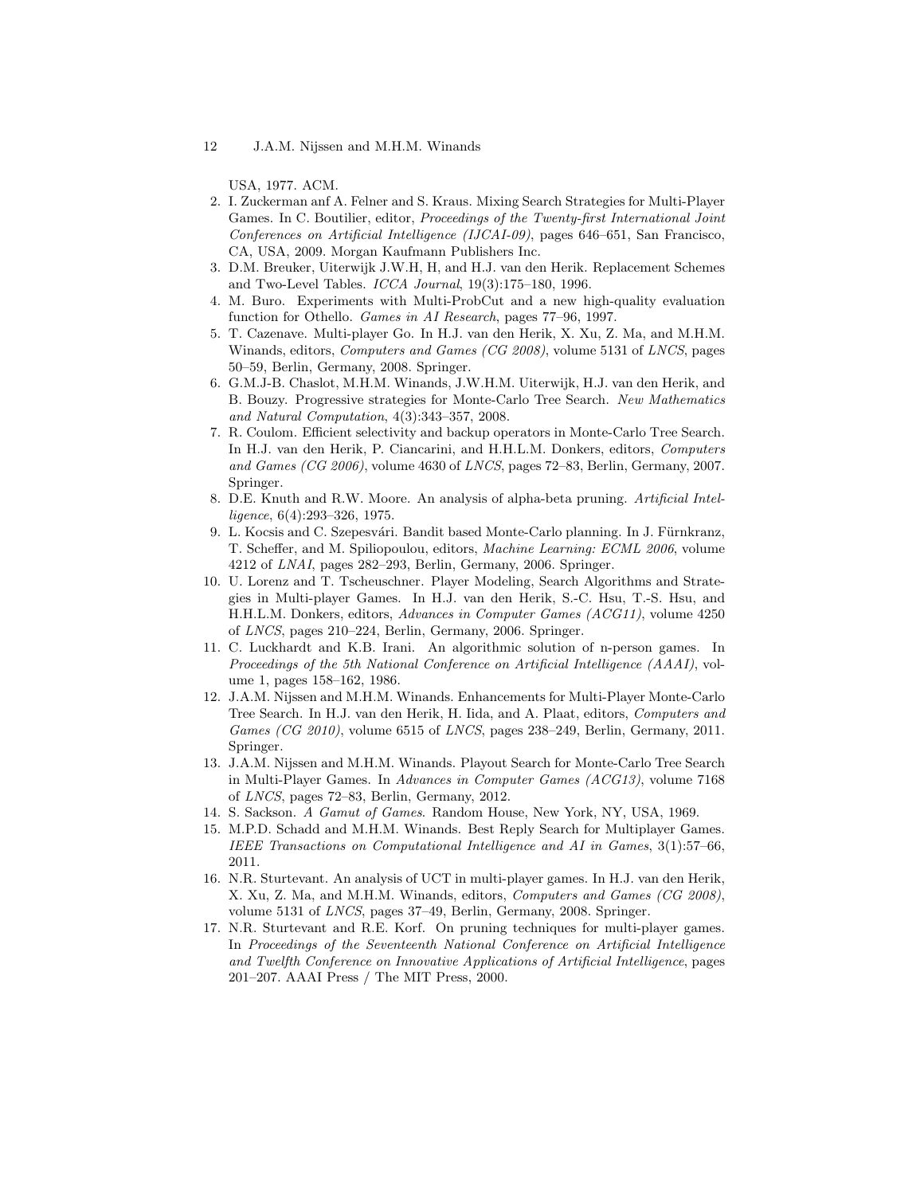USA, 1977. ACM.

2. I. Zuckerman anf A. Felner and S. Kraus. Mixing Search Strategies for Multi-Player Games. In C. Boutilier, editor, *Proceedings of the Twenty-first International Joint Conferences on Artificial Intelligence (IJCAI-09)*, pages 646–651, San Francisco, CA, USA, 2009. Morgan Kaufmann Publishers Inc.
3. D.M. Breuker, Uiterwijk J.W.H, H, and H.J. van den Herik. Replacement Schemes and Two-Level Tables. *ICCA Journal*, 19(3):175–180, 1996.
4. M. Buro. Experiments with Multi-ProbCut and a new high-quality evaluation function for Othello. *Games in AI Research*, pages 77–96, 1997.
5. T. Cazenave. Multi-player Go. In H.J. van den Herik, X. Xu, Z. Ma, and M.H.M. Winands, editors, *Computers and Games (CG 2008)*, volume 5131 of *LNCS*, pages 50–59, Berlin, Germany, 2008. Springer.
6. G.M.J-B. Chaslot, M.H.M. Winands, J.W.H.M. Uiterwijk, H.J. van den Herik, and B. Bouzy. Progressive strategies for Monte-Carlo Tree Search. *New Mathematics and Natural Computation*, 4(3):343–357, 2008.
7. R. Coulom. Efficient selectivity and backup operators in Monte-Carlo Tree Search. In H.J. van den Herik, P. Ciancarini, and H.H.L.M. Donkers, editors, *Computers and Games (CG 2006)*, volume 4630 of *LNCS*, pages 72–83, Berlin, Germany, 2007. Springer.
8. D.E. Knuth and R.W. Moore. An analysis of alpha-beta pruning. *Artificial Intelligence*, 6(4):293–326, 1975.
9. L. Kocsis and C. Szepesvári. Bandit based Monte-Carlo planning. In J. Fürnkranz, T. Scheffer, and M. Spiliopoulou, editors, *Machine Learning: ECML 2006*, volume 4212 of *LNAI*, pages 282–293, Berlin, Germany, 2006. Springer.
10. U. Lorenz and T. Tscheuschner. Player Modeling, Search Algorithms and Strategies in Multi-player Games. In H.J. van den Herik, S.-C. Hsu, T.-S. Hsu, and H.H.L.M. Donkers, editors, *Advances in Computer Games (ACG11)*, volume 4250 of *LNCS*, pages 210–224, Berlin, Germany, 2006. Springer.
11. C. Luckhardt and K.B. Irani. An algorithmic solution of n-person games. In *Proceedings of the 5th National Conference on Artificial Intelligence (AAAI)*, volume 1, pages 158–162, 1986.
12. J.A.M. Nijssen and M.H.M. Winands. Enhancements for Multi-Player Monte-Carlo Tree Search. In H.J. van den Herik, H. Iida, and A. Plaat, editors, *Computers and Games (CG 2010)*, volume 6515 of *LNCS*, pages 238–249, Berlin, Germany, 2011. Springer.
13. J.A.M. Nijssen and M.H.M. Winands. Playout Search for Monte-Carlo Tree Search in Multi-Player Games. In *Advances in Computer Games (ACG13)*, volume 7168 of *LNCS*, pages 72–83, Berlin, Germany, 2012.
14. S. Sackson. *A Gamut of Games*. Random House, New York, NY, USA, 1969.
15. M.P.D. Schadd and M.H.M. Winands. Best Reply Search for Multiplayer Games. *IEEE Transactions on Computational Intelligence and AI in Games*, 3(1):57–66, 2011.
16. N.R. Sturtevant. An analysis of UCT in multi-player games. In H.J. van den Herik, X. Xu, Z. Ma, and M.H.M. Winands, editors, *Computers and Games (CG 2008)*, volume 5131 of *LNCS*, pages 37–49, Berlin, Germany, 2008. Springer.
17. N.R. Sturtevant and R.E. Korf. On pruning techniques for multi-player games. In *Proceedings of the Seventeenth National Conference on Artificial Intelligence and Twelfth Conference on Innovative Applications of Artificial Intelligence*, pages 201–207. AAAI Press / The MIT Press, 2000.